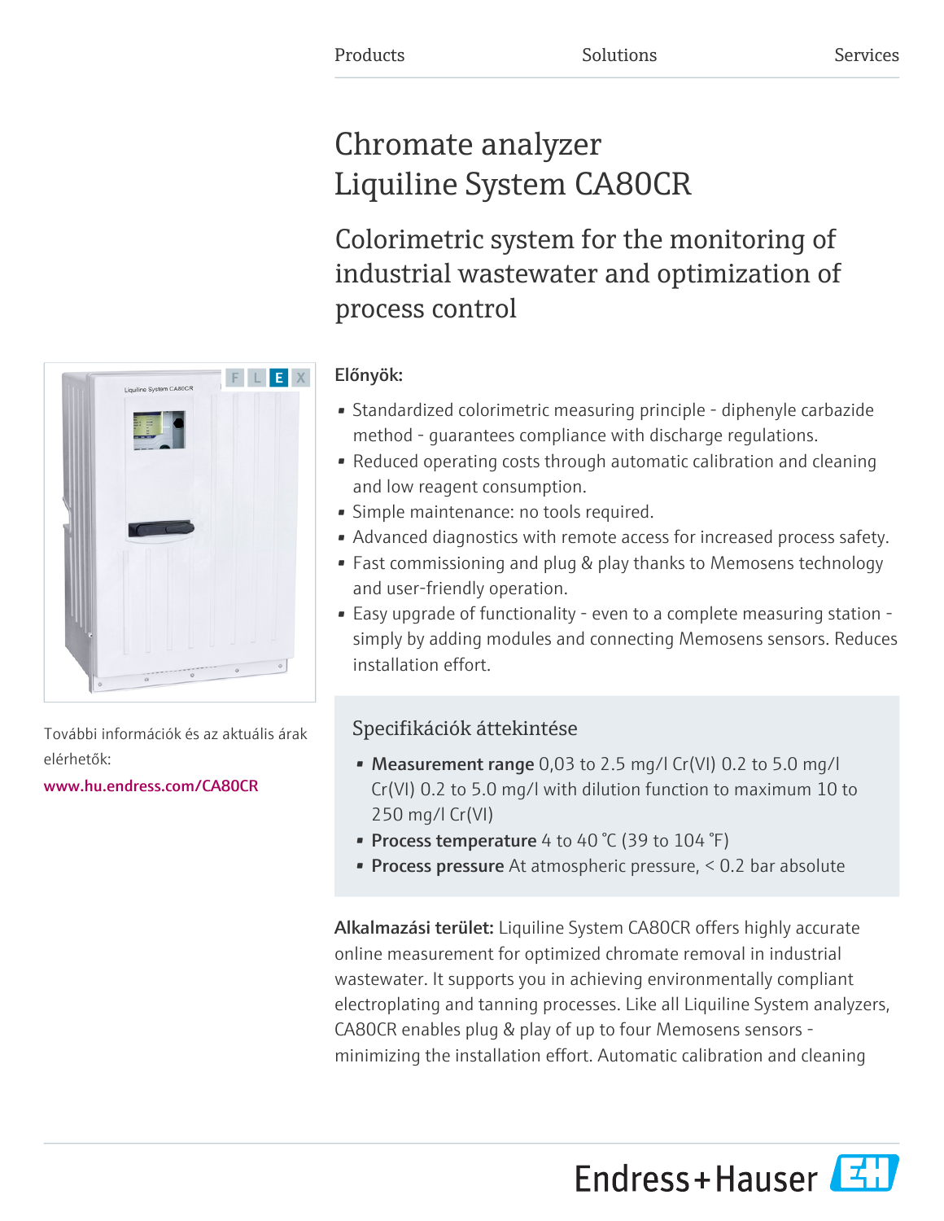Products Solutions Services

# Chromate analyzer Liquiline System CA80CR

## Colorimetric system for the monitoring of industrial wastewater and optimization of process control

**Előnyök:**

- Standardized colorimetric measuring principle - diphenyle carbazide method - guarantees compliance with discharge regulations.
- Reduced operating costs through automatic calibration and cleaning and low reagent consumption.
- Simple maintenance: no tools required.
- Advanced diagnostics with remote access for increased process safety.
- Fast commissioning and plug & play thanks to Memosens technology and user-friendly operation.
- Easy upgrade of functionality - even to a complete measuring station - simply by adding modules and connecting Memosens sensors. Reduces installation effort.

További információk és az aktuális árak elérhetők:
www.hu.endress.com/CA80CR

### Specifikációk áttekintése

- **Measurement range** 0,03 to 2.5 mg/l Cr(VI) 0.2 to 5.0 mg/l Cr(VI) 0.2 to 5.0 mg/l with dilution function to maximum 10 to 250 mg/l Cr(VI)
- **Process temperature** 4 to 40 °C (39 to 104 °F)
- **Process pressure** At atmospheric pressure, < 0.2 bar absolute

**Alkalmazási terület:** Liquiline System CA80CR offers highly accurate online measurement for optimized chromate removal in industrial wastewater. It supports you in achieving environmentally compliant electroplating and tanning processes. Like all Liquiline System analyzers, CA80CR enables plug & play of up to four Memosens sensors - minimizing the installation effort. Automatic calibration and cleaning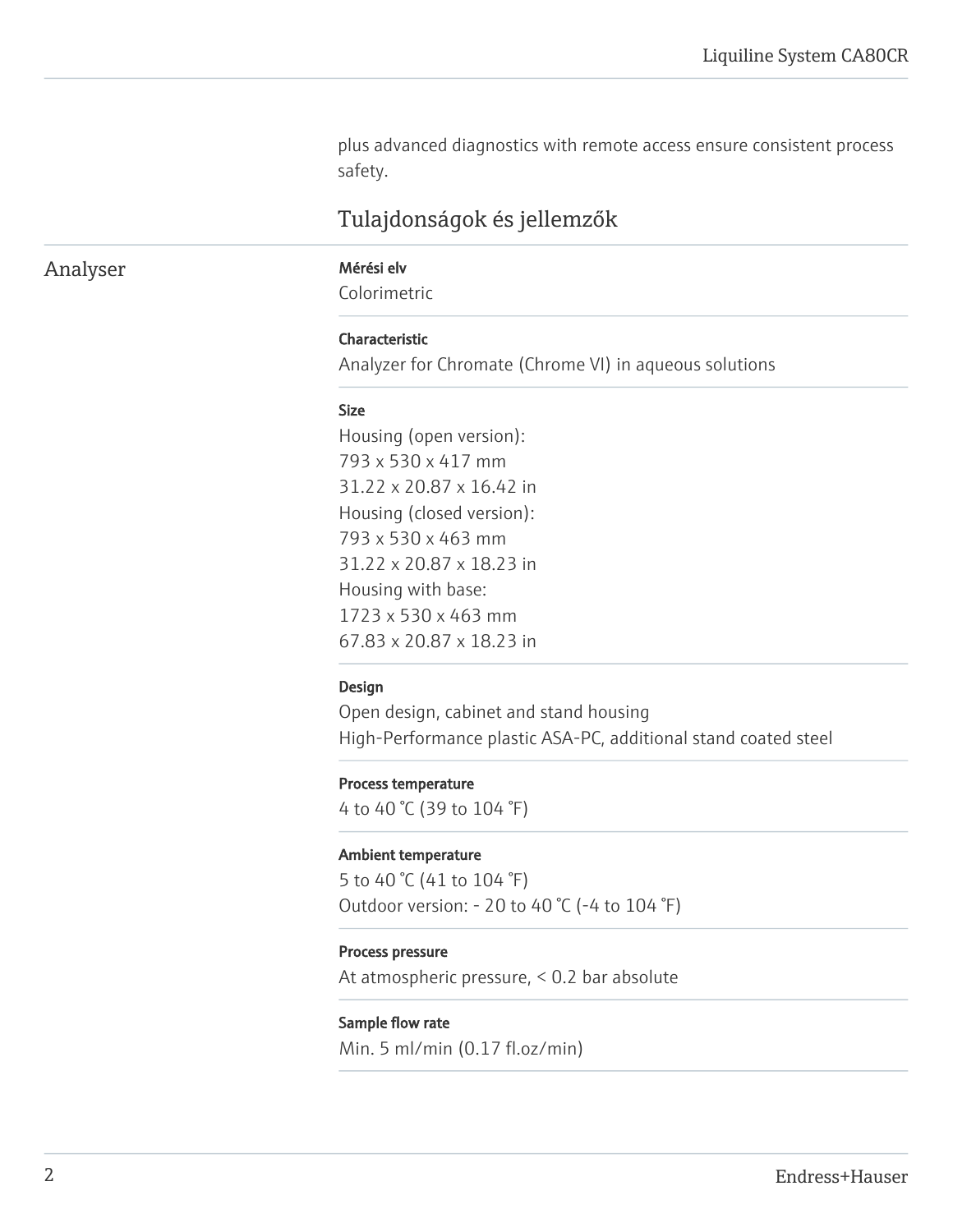plus advanced diagnostics with remote access ensure consistent process safety.

## Tulajdonságok és jellemzők

### Analyser

**Mérési elv**
Colorimetric

**Characteristic**
Analyzer for Chromate (Chrome VI) in aqueous solutions

**Size**
Housing (open version):
793 x 530 x 417 mm
31.22 x 20.87 x 16.42 in
Housing (closed version):
793 x 530 x 463 mm
31.22 x 20.87 x 18.23 in
Housing with base:
1723 x 530 x 463 mm
67.83 x 20.87 x 18.23 in

**Design**
Open design, cabinet and stand housing
High-Performance plastic ASA-PC, additional stand coated steel

**Process temperature**
4 to 40 °C (39 to 104 °F)

**Ambient temperature**
5 to 40 °C (41 to 104 °F)
Outdoor version: - 20 to 40 °C (-4 to 104 °F)

**Process pressure**
At atmospheric pressure, < 0.2 bar absolute

**Sample flow rate**
Min. 5 ml/min (0.17 fl.oz/min)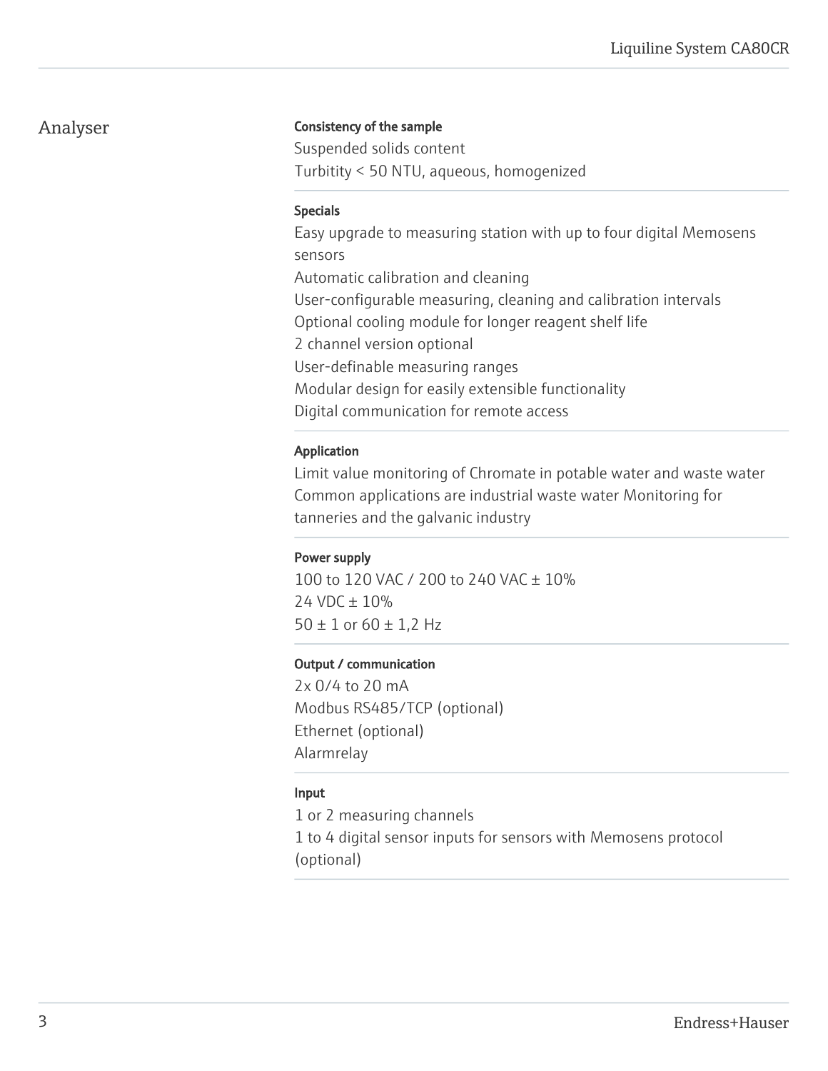## Analyser

### Consistency of the sample

Suspended solids content
Turbitity < 50 NTU, aqueous, homogenized

### Specials

Easy upgrade to measuring station with up to four digital Memosens sensors
Automatic calibration and cleaning
User-configurable measuring, cleaning and calibration intervals
Optional cooling module for longer reagent shelf life
2 channel version optional
User-definable measuring ranges
Modular design for easily extensible functionality
Digital communication for remote access

### Application

Limit value monitoring of Chromate in potable water and waste water
Common applications are industrial waste water Monitoring for tanneries and the galvanic industry

### Power supply

100 to 120 VAC / 200 to 240 VAC ± 10%
24 VDC ± 10%
50 ± 1 or 60 ± 1,2 Hz

### Output / communication

2x 0/4 to 20 mA
Modbus RS485/TCP (optional)
Ethernet (optional)
Alarmrelay

### Input

1 or 2 measuring channels
1 to 4 digital sensor inputs for sensors with Memosens protocol (optional)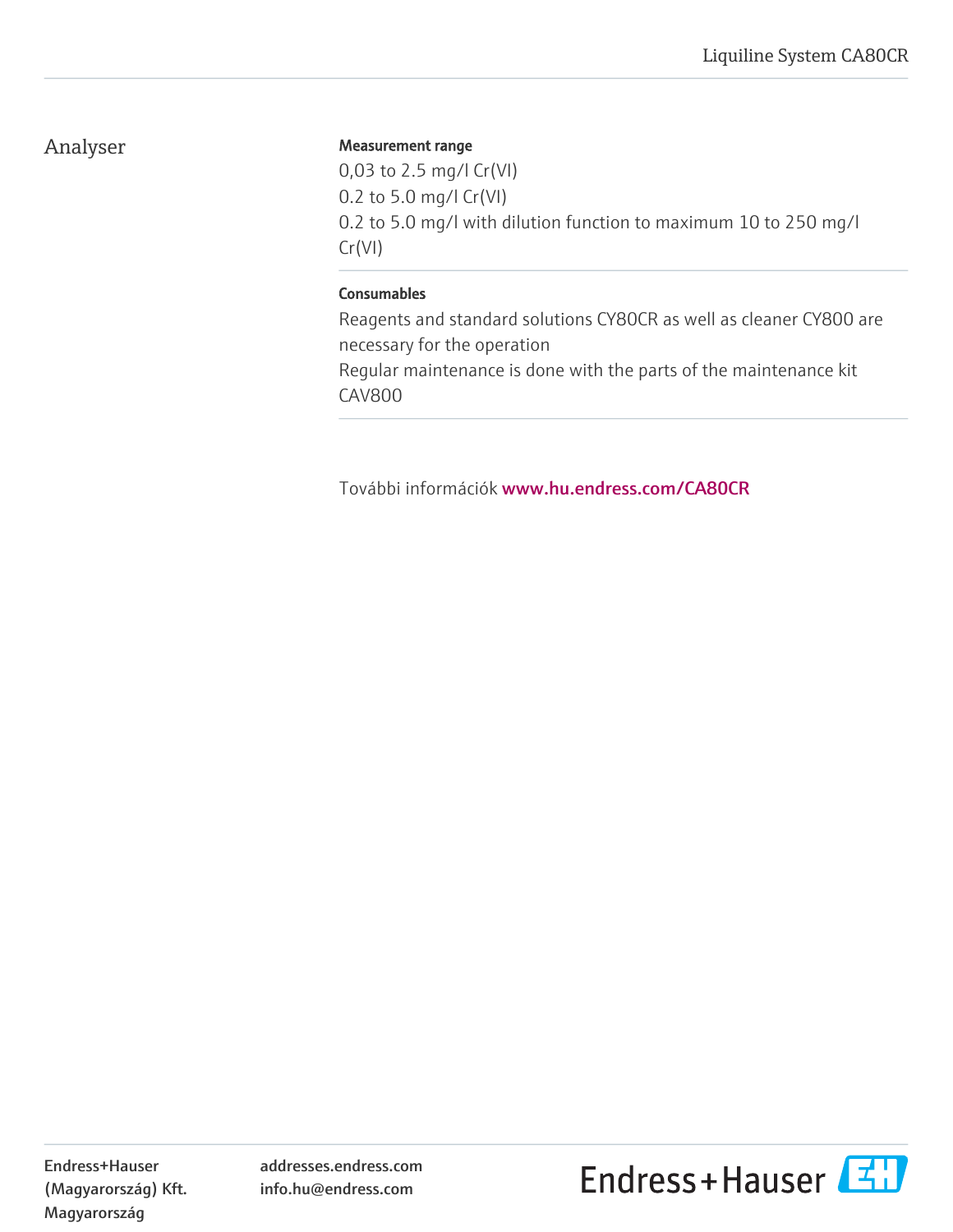## Analyser

**Measurement range**

0,03 to 2.5 mg/l Cr(VI)

0.2 to 5.0 mg/l Cr(VI)

0.2 to 5.0 mg/l with dilution function to maximum 10 to 250 mg/l Cr(VI)

**Consumables**

Reagents and standard solutions CY80CR as well as cleaner CY800 are necessary for the operation

Regular maintenance is done with the parts of the maintenance kit CAV800

További információk **www.hu.endress.com/CA80CR**

Endress+Hauser (Magyarország) Kft.
Magyarország

addresses.endress.com
info.hu@endress.com

Endress+Hauser